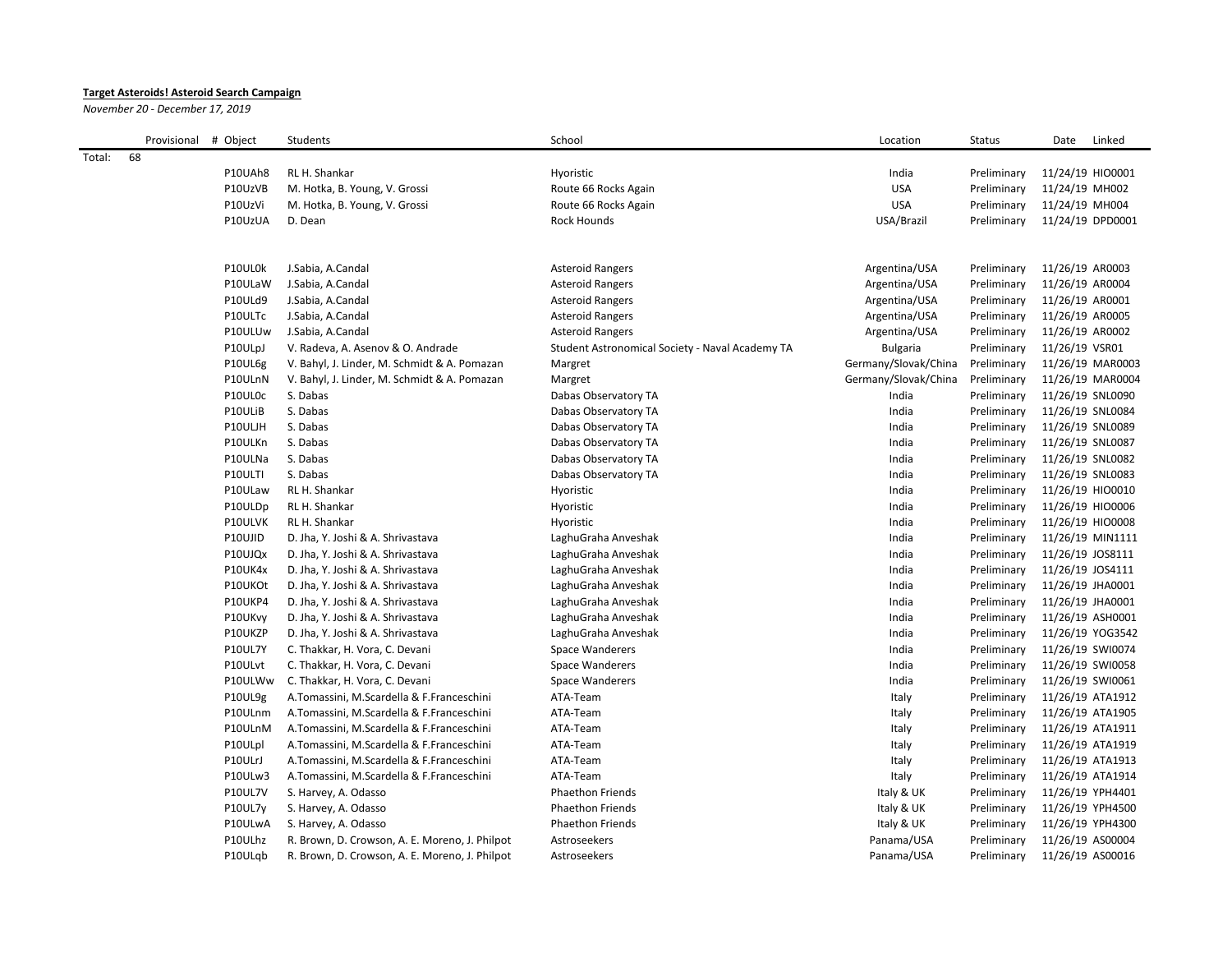**Target Asteroids! Asteroid Search Campaign**

*November 20 - December 17, 2019*

| | Provisional # | Object | Students | School | Location | Status | Date | Linked |
|---|---|---|---|---|---|---|---|---|
| Total: | 68 | | | | | | | |
| | | P10UAh8 | RL H. Shankar | Hyoristic | India | Preliminary | 11/24/19 | HIO0001 |
| | | P10UzVB | M. Hotka, B. Young, V. Grossi | Route 66 Rocks Again | USA | Preliminary | 11/24/19 | MH002 |
| | | P10UzVi | M. Hotka, B. Young, V. Grossi | Route 66 Rocks Again | USA | Preliminary | 11/24/19 | MH004 |
| | | P10UzUA | D. Dean | Rock Hounds | USA/Brazil | Preliminary | 11/24/19 | DPD0001 |
| | | | | | | | | |
| | | P10UL0k | J.Sabia, A.Candal | Asteroid Rangers | Argentina/USA | Preliminary | 11/26/19 | AR0003 |
| | | P10ULaW | J.Sabia, A.Candal | Asteroid Rangers | Argentina/USA | Preliminary | 11/26/19 | AR0004 |
| | | P10ULd9 | J.Sabia, A.Candal | Asteroid Rangers | Argentina/USA | Preliminary | 11/26/19 | AR0001 |
| | | P10ULTc | J.Sabia, A.Candal | Asteroid Rangers | Argentina/USA | Preliminary | 11/26/19 | AR0005 |
| | | P10ULUw | J.Sabia, A.Candal | Asteroid Rangers | Argentina/USA | Preliminary | 11/26/19 | AR0002 |
| | | P10ULpJ | V. Radeva, A. Asenov & O. Andrade | Student Astronomical Society - Naval Academy TA | Bulgaria | Preliminary | 11/26/19 | VSR01 |
| | | P10UL6g | V. Bahyl, J. Linder, M. Schmidt & A. Pomazan | Margret | Germany/Slovak/China | Preliminary | 11/26/19 | MAR0003 |
| | | P10ULnN | V. Bahyl, J. Linder, M. Schmidt & A. Pomazan | Margret | Germany/Slovak/China | Preliminary | 11/26/19 | MAR0004 |
| | | P10UL0c | S. Dabas | Dabas Observatory TA | India | Preliminary | 11/26/19 | SNL0090 |
| | | P10ULiB | S. Dabas | Dabas Observatory TA | India | Preliminary | 11/26/19 | SNL0084 |
| | | P10ULJH | S. Dabas | Dabas Observatory TA | India | Preliminary | 11/26/19 | SNL0089 |
| | | P10ULKn | S. Dabas | Dabas Observatory TA | India | Preliminary | 11/26/19 | SNL0087 |
| | | P10ULNa | S. Dabas | Dabas Observatory TA | India | Preliminary | 11/26/19 | SNL0082 |
| | | P10ULTl | S. Dabas | Dabas Observatory TA | India | Preliminary | 11/26/19 | SNL0083 |
| | | P10ULaw | RL H. Shankar | Hyoristic | India | Preliminary | 11/26/19 | HIO0010 |
| | | P10ULDp | RL H. Shankar | Hyoristic | India | Preliminary | 11/26/19 | HIO0006 |
| | | P10ULVK | RL H. Shankar | Hyoristic | India | Preliminary | 11/26/19 | HIO0008 |
| | | P10UJlD | D. Jha, Y. Joshi & A. Shrivastava | LaghuGraha Anveshak | India | Preliminary | 11/26/19 | MIN1111 |
| | | P10UJQx | D. Jha, Y. Joshi & A. Shrivastava | LaghuGraha Anveshak | India | Preliminary | 11/26/19 | JOS8111 |
| | | P10UK4x | D. Jha, Y. Joshi & A. Shrivastava | LaghuGraha Anveshak | India | Preliminary | 11/26/19 | JOS4111 |
| | | P10UKOt | D. Jha, Y. Joshi & A. Shrivastava | LaghuGraha Anveshak | India | Preliminary | 11/26/19 | JHA0001 |
| | | P10UKP4 | D. Jha, Y. Joshi & A. Shrivastava | LaghuGraha Anveshak | India | Preliminary | 11/26/19 | JHA0001 |
| | | P10UKvy | D. Jha, Y. Joshi & A. Shrivastava | LaghuGraha Anveshak | India | Preliminary | 11/26/19 | ASH0001 |
| | | P10UKZP | D. Jha, Y. Joshi & A. Shrivastava | LaghuGraha Anveshak | India | Preliminary | 11/26/19 | YOG3542 |
| | | P10UL7Y | C. Thakkar, H. Vora, C. Devani | Space Wanderers | India | Preliminary | 11/26/19 | SWI0074 |
| | | P10ULvt | C. Thakkar, H. Vora, C. Devani | Space Wanderers | India | Preliminary | 11/26/19 | SWI0058 |
| | | P10ULWw | C. Thakkar, H. Vora, C. Devani | Space Wanderers | India | Preliminary | 11/26/19 | SWI0061 |
| | | P10UL9g | A.Tomassini, M.Scardella & F.Franceschini | ATA-Team | Italy | Preliminary | 11/26/19 | ATA1912 |
| | | P10ULnm | A.Tomassini, M.Scardella & F.Franceschini | ATA-Team | Italy | Preliminary | 11/26/19 | ATA1905 |
| | | P10ULnM | A.Tomassini, M.Scardella & F.Franceschini | ATA-Team | Italy | Preliminary | 11/26/19 | ATA1911 |
| | | P10ULpl | A.Tomassini, M.Scardella & F.Franceschini | ATA-Team | Italy | Preliminary | 11/26/19 | ATA1919 |
| | | P10ULrJ | A.Tomassini, M.Scardella & F.Franceschini | ATA-Team | Italy | Preliminary | 11/26/19 | ATA1913 |
| | | P10ULw3 | A.Tomassini, M.Scardella & F.Franceschini | ATA-Team | Italy | Preliminary | 11/26/19 | ATA1914 |
| | | P10UL7V | S. Harvey, A. Odasso | Phaethon Friends | Italy & UK | Preliminary | 11/26/19 | YPH4401 |
| | | P10UL7y | S. Harvey, A. Odasso | Phaethon Friends | Italy & UK | Preliminary | 11/26/19 | YPH4500 |
| | | P10ULwA | S. Harvey, A. Odasso | Phaethon Friends | Italy & UK | Preliminary | 11/26/19 | YPH4300 |
| | | P10ULhz | R. Brown, D. Crowson, A. E. Moreno, J. Philpot | Astroseekers | Panama/USA | Preliminary | 11/26/19 | AS00004 |
| | | P10ULqb | R. Brown, D. Crowson, A. E. Moreno, J. Philpot | Astroseekers | Panama/USA | Preliminary | 11/26/19 | AS00016 |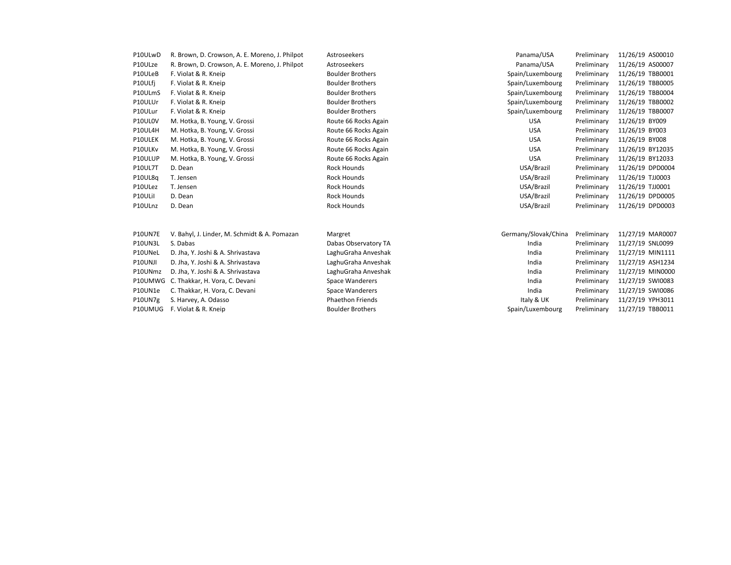| | | | | | | |
|---|---|---|---|---|---|---|
| P10ULwD | R. Brown, D. Crowson, A. E. Moreno, J. Philpot | Astroseekers | Panama/USA | Preliminary | 11/26/19 | AS00010 |
| P10ULze | R. Brown, D. Crowson, A. E. Moreno, J. Philpot | Astroseekers | Panama/USA | Preliminary | 11/26/19 | AS00007 |
| P10ULeB | F. Violat & R. Kneip | Boulder Brothers | Spain/Luxembourg | Preliminary | 11/26/19 | TBB0001 |
| P10ULfj | F. Violat & R. Kneip | Boulder Brothers | Spain/Luxembourg | Preliminary | 11/26/19 | TBB0005 |
| P10ULmS | F. Violat & R. Kneip | Boulder Brothers | Spain/Luxembourg | Preliminary | 11/26/19 | TBB0004 |
| P10ULUr | F. Violat & R. Kneip | Boulder Brothers | Spain/Luxembourg | Preliminary | 11/26/19 | TBB0002 |
| P10ULur | F. Violat & R. Kneip | Boulder Brothers | Spain/Luxembourg | Preliminary | 11/26/19 | TBB0007 |
| P10UL0V | M. Hotka, B. Young, V. Grossi | Route 66 Rocks Again | USA | Preliminary | 11/26/19 | BY009 |
| P10UL4H | M. Hotka, B. Young, V. Grossi | Route 66 Rocks Again | USA | Preliminary | 11/26/19 | BY003 |
| P10ULEK | M. Hotka, B. Young, V. Grossi | Route 66 Rocks Again | USA | Preliminary | 11/26/19 | BY008 |
| P10ULKv | M. Hotka, B. Young, V. Grossi | Route 66 Rocks Again | USA | Preliminary | 11/26/19 | BY12035 |
| P10ULUP | M. Hotka, B. Young, V. Grossi | Route 66 Rocks Again | USA | Preliminary | 11/26/19 | BY12033 |
| P10UL7T | D. Dean | Rock Hounds | USA/Brazil | Preliminary | 11/26/19 | DPD0004 |
| P10UL8q | T. Jensen | Rock Hounds | USA/Brazil | Preliminary | 11/26/19 | TJJ0003 |
| P10ULez | T. Jensen | Rock Hounds | USA/Brazil | Preliminary | 11/26/19 | TJJ0001 |
| P10ULiI | D. Dean | Rock Hounds | USA/Brazil | Preliminary | 11/26/19 | DPD0005 |
| P10ULnz | D. Dean | Rock Hounds | USA/Brazil | Preliminary | 11/26/19 | DPD0003 |
| | | | | | | |
| P10UN7E | V. Bahyl, J. Linder, M. Schmidt & A. Pomazan | Margret | Germany/Slovak/China | Preliminary | 11/27/19 | MAR0007 |
| P10UN3L | S. Dabas | Dabas Observatory TA | India | Preliminary | 11/27/19 | SNL0099 |
| P10UNeL | D. Jha, Y. Joshi & A. Shrivastava | LaghuGraha Anveshak | India | Preliminary | 11/27/19 | MIN1111 |
| P10UNJI | D. Jha, Y. Joshi & A. Shrivastava | LaghuGraha Anveshak | India | Preliminary | 11/27/19 | ASH1234 |
| P10UNmz | D. Jha, Y. Joshi & A. Shrivastava | LaghuGraha Anveshak | India | Preliminary | 11/27/19 | MIN0000 |
| P10UMWG | C. Thakkar, H. Vora, C. Devani | Space Wanderers | India | Preliminary | 11/27/19 | SWI0083 |
| P10UN1e | C. Thakkar, H. Vora, C. Devani | Space Wanderers | India | Preliminary | 11/27/19 | SWI0086 |
| P10UN7g | S. Harvey, A. Odasso | Phaethon Friends | Italy & UK | Preliminary | 11/27/19 | YPH3011 |
| P10UMUG | F. Violat & R. Kneip | Boulder Brothers | Spain/Luxembourg | Preliminary | 11/27/19 | TBB0011 |